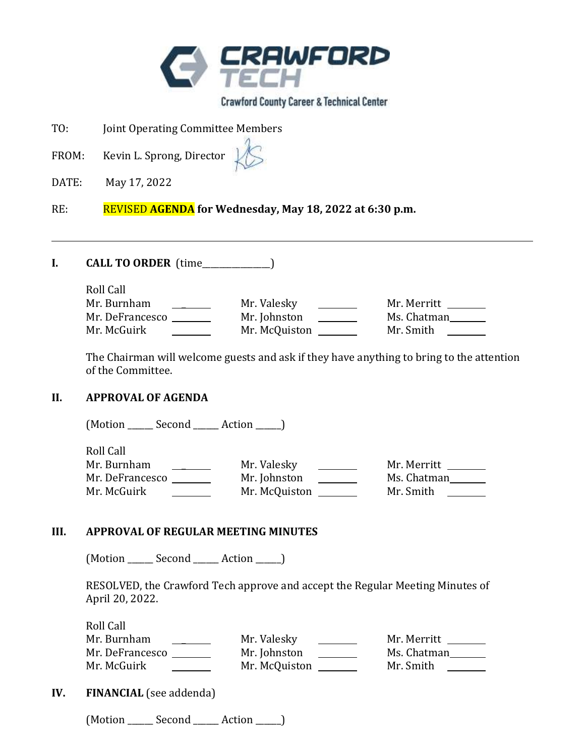CRAWFORD TECH

Crawford County Career & Technical Center

TO: Joint Operating Committee Members

FROM: Kevin L. Sprong, Director

DATE: May 17, 2022

RE: REVISED **AGENDA** **for Wednesday, May 18, 2022 at 6:30 p.m.**

---

## I. CALL TO ORDER (time______________)

Roll Call

| | | | | | |
|---|---|---|---|---|---|
| Mr. Burnham | _______ | Mr. Valesky | _______ | Mr. Merritt | _______ |
| Mr. DeFrancesco | _______ | Mr. Johnston | _______ | Ms. Chatman | _______ |
| Mr. McGuirk | _______ | Mr. McQuiston | _______ | Mr. Smith | _______ |

The Chairman will welcome guests and ask if they have anything to bring to the attention of the Committee.

## II. APPROVAL OF AGENDA

(Motion _____ Second _____ Action _____)

Roll Call

| | | | | | |
|---|---|---|---|---|---|
| Mr. Burnham | _______ | Mr. Valesky | _______ | Mr. Merritt | _______ |
| Mr. DeFrancesco | _______ | Mr. Johnston | _______ | Ms. Chatman | _______ |
| Mr. McGuirk | _______ | Mr. McQuiston | _______ | Mr. Smith | _______ |

## III. APPROVAL OF REGULAR MEETING MINUTES

(Motion _____ Second _____ Action _____)

RESOLVED, the Crawford Tech approve and accept the Regular Meeting Minutes of April 20, 2022.

Roll Call

| | | | | | |
|---|---|---|---|---|---|
| Mr. Burnham | _______ | Mr. Valesky | _______ | Mr. Merritt | _______ |
| Mr. DeFrancesco | _______ | Mr. Johnston | _______ | Ms. Chatman | _______ |
| Mr. McGuirk | _______ | Mr. McQuiston | _______ | Mr. Smith | _______ |

## IV. FINANCIAL (see addenda)

(Motion _____ Second _____ Action _____)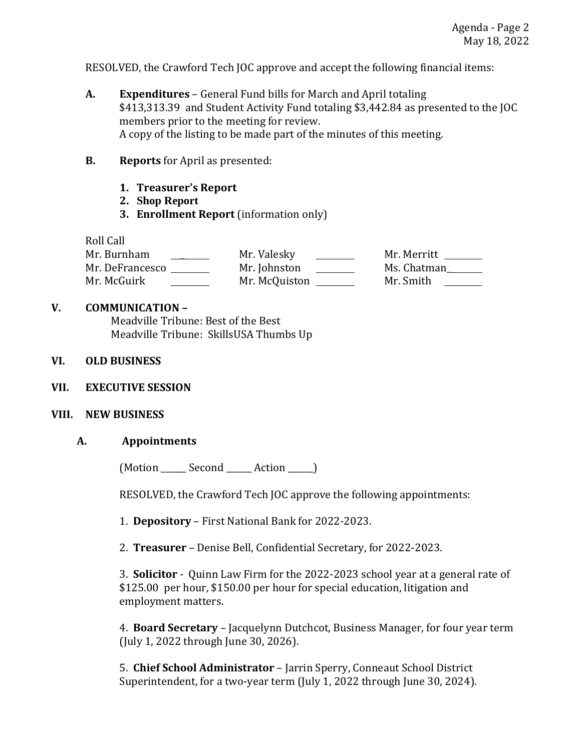RESOLVED, the Crawford Tech JOC approve and accept the following financial items:

**A.** **Expenditures** – General Fund bills for March and April totaling $413,313.39 and Student Activity Fund totaling $3,442.84 as presented to the JOC members prior to the meeting for review.
A copy of the listing to be made part of the minutes of this meeting.

**B.** **Reports** for April as presented:

1. **Treasurer's Report**
2. **Shop Report**
3. **Enrollment Report** (information only)

Roll Call

| | | | | | |
|---|---|---|---|---|---|
| Mr. Burnham | ________ | Mr. Valesky | ________ | Mr. Merritt | ________ |
| Mr. DeFrancesco | ________ | Mr. Johnston | ________ | Ms. Chatman | ________ |
| Mr. McGuirk | ________ | Mr. McQuiston | ________ | Mr. Smith | ________ |

## V. COMMUNICATION –

Meadville Tribune: Best of the Best
Meadville Tribune: SkillsUSA Thumbs Up

## VI. OLD BUSINESS

## VII. EXECUTIVE SESSION

## VIII. NEW BUSINESS

### A. Appointments

(Motion ______ Second ______ Action ______)

RESOLVED, the Crawford Tech JOC approve the following appointments:

1. **Depository** – First National Bank for 2022-2023.

2. **Treasurer** – Denise Bell, Confidential Secretary, for 2022-2023.

3. **Solicitor** - Quinn Law Firm for the 2022-2023 school year at a general rate of $125.00 per hour, $150.00 per hour for special education, litigation and employment matters.

4. **Board Secretary** – Jacquelynn Dutchcot, Business Manager, for four year term (July 1, 2022 through June 30, 2026).

5. **Chief School Administrator** – Jarrin Sperry, Conneaut School District Superintendent, for a two-year term (July 1, 2022 through June 30, 2024).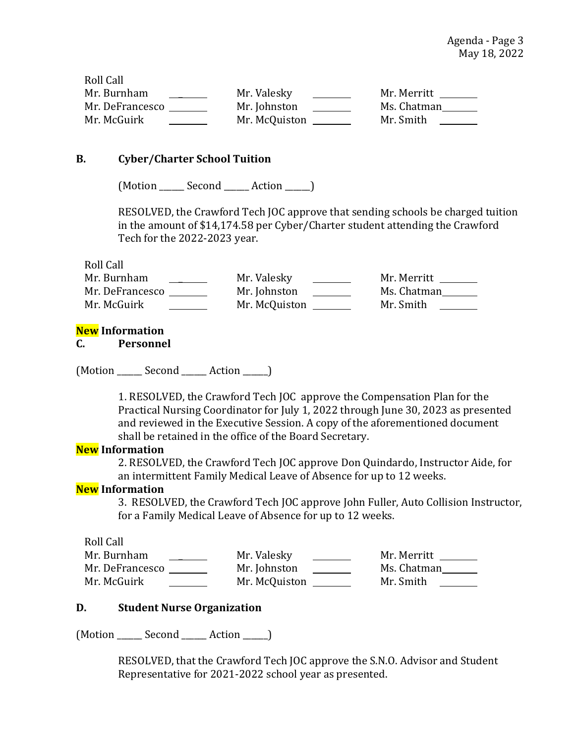Roll Call

| | | | | | |
|---|---|---|---|---|---|
| Mr. Burnham | ______ | Mr. Valesky | ______ | Mr. Merritt | ______ |
| Mr. DeFrancesco | ______ | Mr. Johnston | ______ | Ms. Chatman | ______ |
| Mr. McGuirk | ______ | Mr. McQuiston | ______ | Mr. Smith | ______ |

**B. Cyber/Charter School Tuition**

(Motion _____ Second _____ Action _____)

RESOLVED, the Crawford Tech JOC approve that sending schools be charged tuition in the amount of $14,174.58 per Cyber/Charter student attending the Crawford Tech for the 2022-2023 year.

Roll Call

| | | | | | |
|---|---|---|---|---|---|
| Mr. Burnham | ______ | Mr. Valesky | ______ | Mr. Merritt | ______ |
| Mr. DeFrancesco | ______ | Mr. Johnston | ______ | Ms. Chatman | ______ |
| Mr. McGuirk | ______ | Mr. McQuiston | ______ | Mr. Smith | ______ |

**New Information**

**C. Personnel**

(Motion _____ Second _____ Action _____)

1. RESOLVED, the Crawford Tech JOC approve the Compensation Plan for the Practical Nursing Coordinator for July 1, 2022 through June 30, 2023 as presented and reviewed in the Executive Session. A copy of the aforementioned document shall be retained in the office of the Board Secretary.

**New Information**

2. RESOLVED, the Crawford Tech JOC approve Don Quindardo, Instructor Aide, for an intermittent Family Medical Leave of Absence for up to 12 weeks.

**New Information**

3. RESOLVED, the Crawford Tech JOC approve John Fuller, Auto Collision Instructor, for a Family Medical Leave of Absence for up to 12 weeks.

Roll Call

| | | | | | |
|---|---|---|---|---|---|
| Mr. Burnham | ______ | Mr. Valesky | ______ | Mr. Merritt | ______ |
| Mr. DeFrancesco | ______ | Mr. Johnston | ______ | Ms. Chatman | ______ |
| Mr. McGuirk | ______ | Mr. McQuiston | ______ | Mr. Smith | ______ |

**D. Student Nurse Organization**

(Motion _____ Second _____ Action _____)

RESOLVED, that the Crawford Tech JOC approve the S.N.O. Advisor and Student Representative for 2021-2022 school year as presented.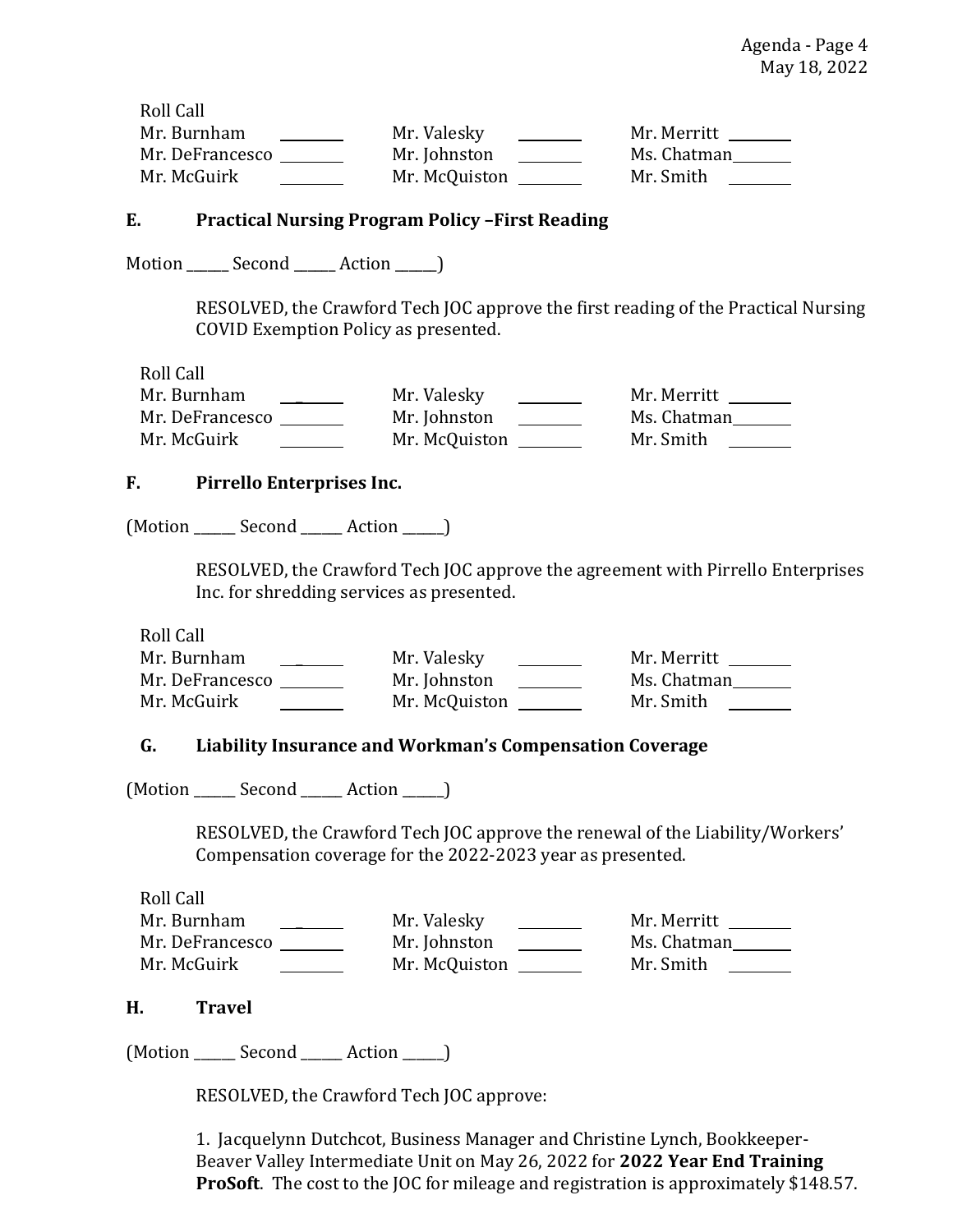Roll Call

| | | | | | |
|---|---|---|---|---|---|
| Mr. Burnham | ______ | Mr. Valesky | ______ | Mr. Merritt | ______ |
| Mr. DeFrancesco | ______ | Mr. Johnston | ______ | Ms. Chatman | ______ |
| Mr. McGuirk | ______ | Mr. McQuiston | ______ | Mr. Smith | ______ |

## E. Practical Nursing Program Policy –First Reading

Motion _____ Second _____ Action _____)

RESOLVED, the Crawford Tech JOC approve the first reading of the Practical Nursing COVID Exemption Policy as presented.

Roll Call

| | | | | | |
|---|---|---|---|---|---|
| Mr. Burnham | ______ | Mr. Valesky | ______ | Mr. Merritt | ______ |
| Mr. DeFrancesco | ______ | Mr. Johnston | ______ | Ms. Chatman | ______ |
| Mr. McGuirk | ______ | Mr. McQuiston | ______ | Mr. Smith | ______ |

## F. Pirrello Enterprises Inc.

(Motion _____ Second _____ Action _____)

RESOLVED, the Crawford Tech JOC approve the agreement with Pirrello Enterprises Inc. for shredding services as presented.

Roll Call

| | | | | | |
|---|---|---|---|---|---|
| Mr. Burnham | ______ | Mr. Valesky | ______ | Mr. Merritt | ______ |
| Mr. DeFrancesco | ______ | Mr. Johnston | ______ | Ms. Chatman | ______ |
| Mr. McGuirk | ______ | Mr. McQuiston | ______ | Mr. Smith | ______ |

## G. Liability Insurance and Workman's Compensation Coverage

(Motion _____ Second _____ Action _____)

RESOLVED, the Crawford Tech JOC approve the renewal of the Liability/Workers' Compensation coverage for the 2022-2023 year as presented.

Roll Call

| | | | | | |
|---|---|---|---|---|---|
| Mr. Burnham | ______ | Mr. Valesky | ______ | Mr. Merritt | ______ |
| Mr. DeFrancesco | ______ | Mr. Johnston | ______ | Ms. Chatman | ______ |
| Mr. McGuirk | ______ | Mr. McQuiston | ______ | Mr. Smith | ______ |

## H. Travel

(Motion _____ Second _____ Action _____)

RESOLVED, the Crawford Tech JOC approve:

1. Jacquelynn Dutchcot, Business Manager and Christine Lynch, Bookkeeper- Beaver Valley Intermediate Unit on May 26, 2022 for **2022 Year End Training ProSoft**. The cost to the JOC for mileage and registration is approximately $148.57.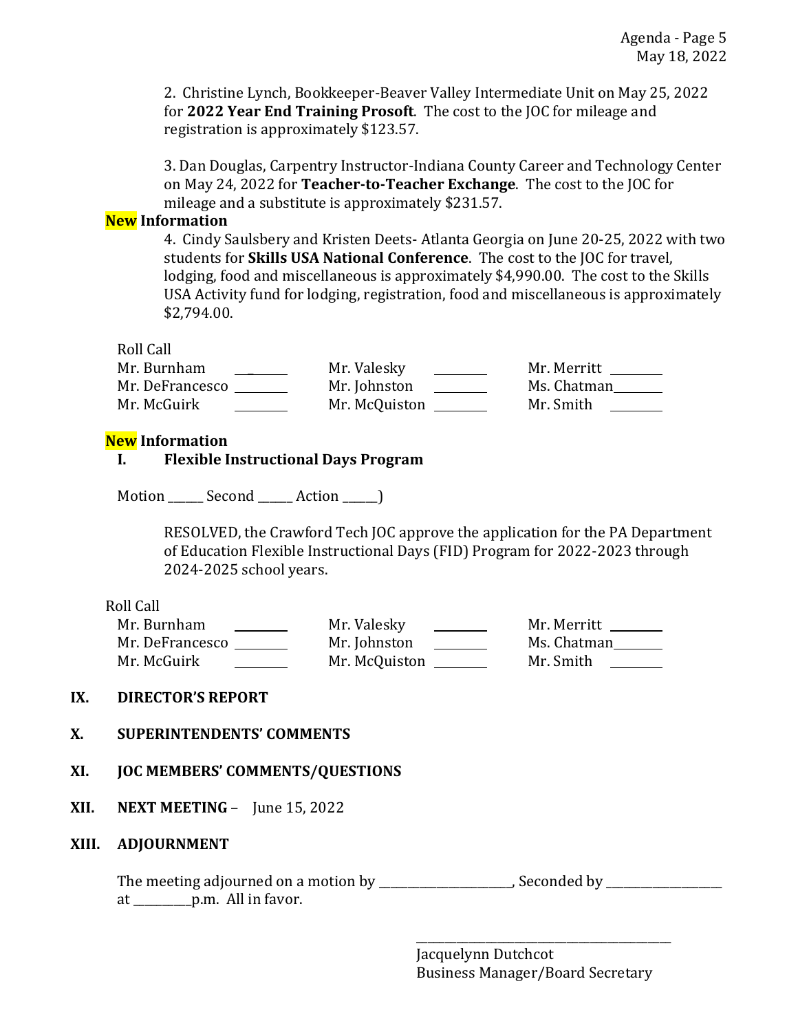2. Christine Lynch, Bookkeeper-Beaver Valley Intermediate Unit on May 25, 2022 for **2022 Year End Training Prosoft**. The cost to the JOC for mileage and registration is approximately $123.57.

3. Dan Douglas, Carpentry Instructor-Indiana County Career and Technology Center on May 24, 2022 for **Teacher-to-Teacher Exchange**. The cost to the JOC for mileage and a substitute is approximately $231.57.

**New Information**

4. Cindy Saulsbery and Kristen Deets- Atlanta Georgia on June 20-25, 2022 with two students for **Skills USA National Conference**. The cost to the JOC for travel, lodging, food and miscellaneous is approximately $4,990.00. The cost to the Skills USA Activity fund for lodging, registration, food and miscellaneous is approximately $2,794.00.

Roll Call

| | | | | | |
|---|---|---|---|---|---|
| Mr. Burnham | ______ | Mr. Valesky | ______ | Mr. Merritt | ______ |
| Mr. DeFrancesco | ______ | Mr. Johnston | ______ | Ms. Chatman | ______ |
| Mr. McGuirk | ______ | Mr. McQuiston | ______ | Mr. Smith | ______ |

**New Information**

**I. Flexible Instructional Days Program**

Motion _____ Second _____ Action _____)

RESOLVED, the Crawford Tech JOC approve the application for the PA Department of Education Flexible Instructional Days (FID) Program for 2022-2023 through 2024-2025 school years.

Roll Call

| | | | | | |
|---|---|---|---|---|---|
| Mr. Burnham | ______ | Mr. Valesky | ______ | Mr. Merritt | ______ |
| Mr. DeFrancesco | ______ | Mr. Johnston | ______ | Ms. Chatman | ______ |
| Mr. McGuirk | ______ | Mr. McQuiston | ______ | Mr. Smith | ______ |

## IX. DIRECTOR'S REPORT

## X. SUPERINTENDENTS' COMMENTS

## XI. JOC MEMBERS' COMMENTS/QUESTIONS

## XII. NEXT MEETING – June 15, 2022

## XIII. ADJOURNMENT

The meeting adjourned on a motion by ____________________, Seconded by __________________ at _________p.m. All in favor.

_________________________________________
Jacquelynn Dutchcot
Business Manager/Board Secretary